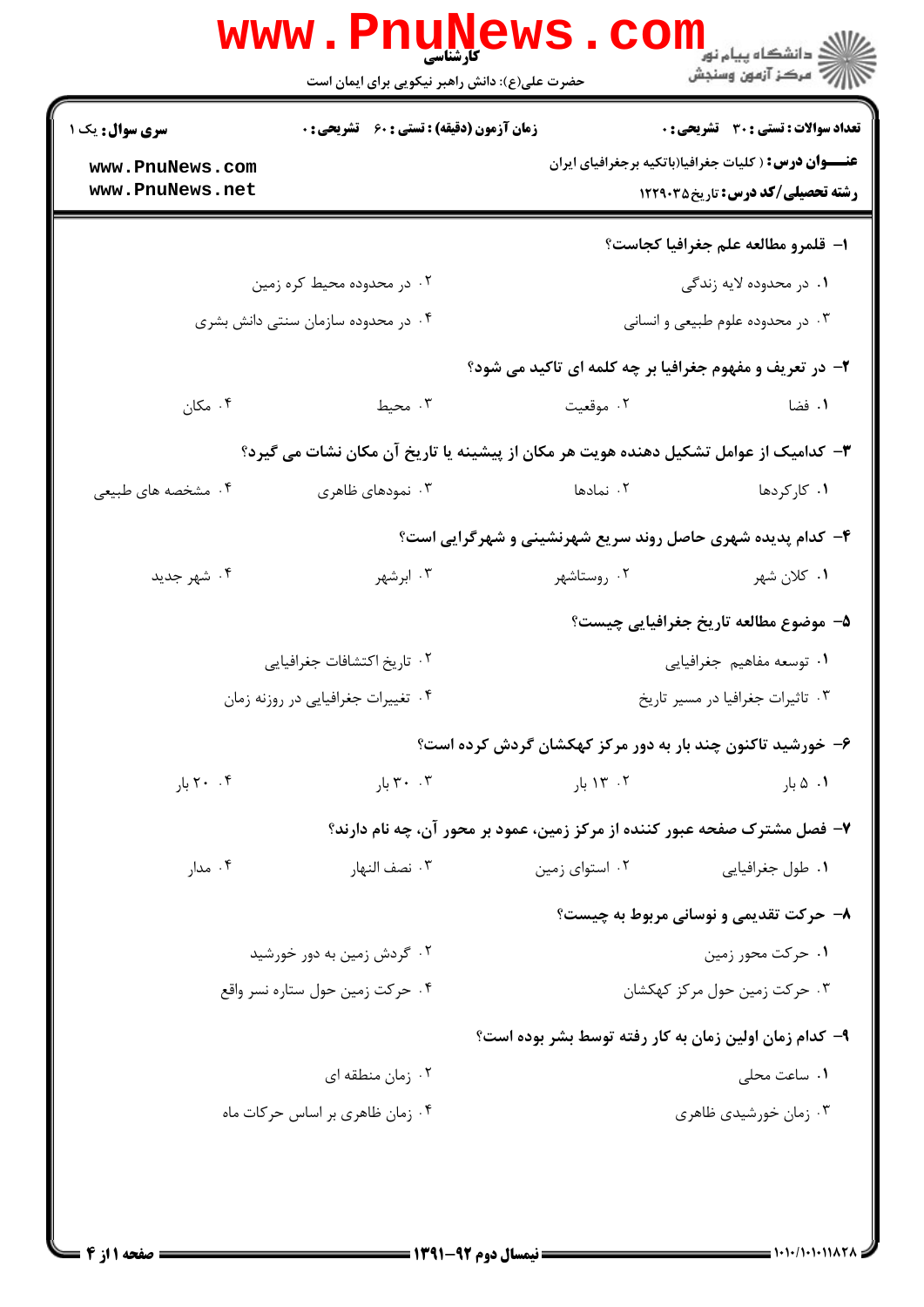کارشناسی

حضرت علی(ع): دانش راهبر نیکویی برای ایمان است

سری سوال: یک ۱

زمان آزمون (دقیقه) : تستی : ۶۰ تشریحی : ۰

تعداد سوالات : تستی : ۳۰ تشریحی : ۰

عنـــوان درس : ( کلیات جغرافیا(باتکیه برجغرافیای ایران

رشته تحصیلی/کد درس: تاریخ۱۲۲۹۰۳۵

۱- قلمرو مطالعه علم جغرافیا کجاست؟

۱. در محدوده لایه زندگی

۲. در محدوده محیط کره زمین

۳. در محدوده علوم طبیعی و انسانی

۴. در محدوده سازمان سنتی دانش بشری

۲- در تعریف و مفهوم جغرافیا بر چه کلمه ای تاکید می شود؟

۱. فضا

۲. موقعیت

۳. محیط

۴. مکان

۳- کدامیک از عوامل تشکیل دهنده هویت هر مکان از پیشینه یا تاریخ آن مکان نشات می گیرد؟

۱. کارکردها

۲. نمادها

۳. نمودهای ظاهری

۴. مشخصه های طبیعی

۴- کدام پدیده شهری حاصل روند سریع شهرنشینی و شهرگرایی است؟

۱. کلان شهر

۲. روستاشهر

۳. ابرشهر

۴. شهر جدید

۵- موضوع مطالعه تاریخ جغرافیایی چیست؟

۱. توسعه مفاهیم جغرافیایی

۲. تاریخ اکتشافات جغرافیایی

۳. تاثیرات جغرافیا در مسیر تاریخ

۴. تغییرات جغرافیایی در روزنه زمان

۶- خورشید تاکنون چند بار به دور مرکز کهکشان گردش کرده است؟

۱. ۵ بار

۲. ۱۳ بار

۳. ۳۰ بار

۴. ۲۰ بار

۷- فصل مشترک صفحه عبور کننده از مرکز زمین، عمود بر محور آن، چه نام دارند؟

۱. طول جغرافیایی

۲. استوای زمین

۳. نصف النهار

۴. مدار

۸- حرکت تقدیمی و نوسانی مربوط به چیست؟

۱. حرکت محور زمین

۲. گردش زمین به دور خورشید

۳. حرکت زمین حول مرکز کهکشان

۴. حرکت زمین حول ستاره نسر واقع

۹- کدام زمان اولین زمان به کار رفته توسط بشر بوده است؟

۱. ساعت محلی

۲. زمان منطقه ای

۳. زمان خورشیدی ظاهری

۴. زمان ظاهری بر اساس حرکات ماه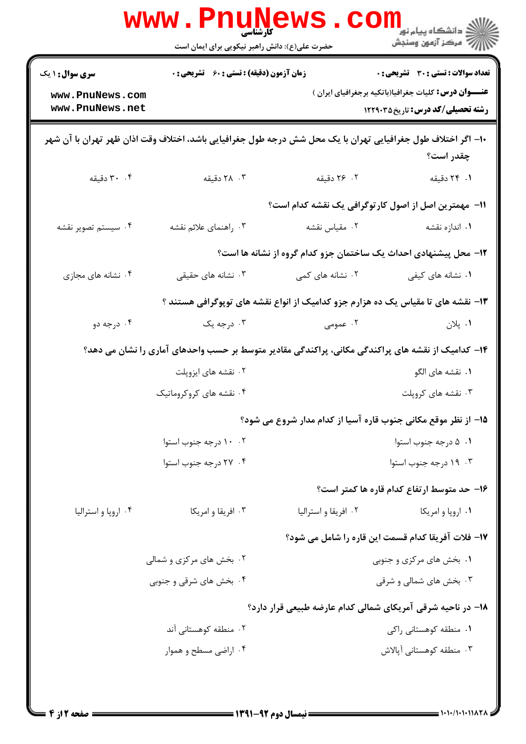۱۰- اگر اختلاف طول جغرافیایی تهران با یک محل شش درجه طول جغرافیایی باشد، اختلاف وقت اذان ظهر تهران با آن شهر چقدر است؟

۱. ۲۴ دقیقه
۲. ۲۶ دقیقه
۳. ۲۸ دقیقه
۴. ۳۰ دقیقه

۱۱- مهمترین اصل از اصول کارتوگرافی یک نقشه کدام است؟

۱. اندازه نقشه
۲. مقیاس نقشه
۳. راهنمای علائم نقشه
۴. سیستم تصویر نقشه

۱۲- محل پیشنهادی احداث یک ساختمان جزو کدام گروه از نشانه ها است؟

۱. نشانه های کیفی
۲. نشانه های کمی
۳. نشانه های حقیقی
۴. نشانه های مجازی

۱۳- نقشه های تا مقیاس یک ده هزارم جزو کدامیک از انواع نقشه های توپوگرافی هستند ؟

۱. پلان
۲. عمومی
۳. درجه یک
۴. درجه دو

۱۴- کدامیک از نقشه های پراکندگی مکانی، پراکندگی مقادیر متوسط بر حسب واحدهای آماری را نشان می دهد؟

۱. نقشه های الگو
۲. نقشه های ایزوپلت
۳. نقشه های کروپلت
۴. نقشه های کروکروماتیک

۱۵- از نظر موقع مکانی جنوب قاره آسیا از کدام مدار شروع می شود؟

۱. ۵ درجه جنوب استوا
۲. ۱۰ درجه جنوب استوا
۳. ۱۹ درجه جنوب استوا
۴. ۲۷ درجه جنوب استوا

۱۶- حد متوسط ارتفاع کدام قاره ها کمتر است؟

۱. اروپا و امریکا
۲. افریقا و استرالیا
۳. افریقا و امریکا
۴. اروپا و استرالیا

۱۷- فلات آفریقا کدام قسمت این قاره را شامل می شود؟

۱. بخش های مرکزی و جنوبی
۲. بخش های مرکزی و شمالی
۳. بخش های شمالی و شرقی
۴. بخش های شرقی و جنوبی

۱۸- در ناحیه شرقی آمریکای شمالی کدام عارضه طبیعی قرار دارد؟

۱. منطقه کوهستانی راکی
۲. منطقه کوهستانی آند
۳. منطقه کوهستانی آپالاش
۴. اراضی مسطح و هموار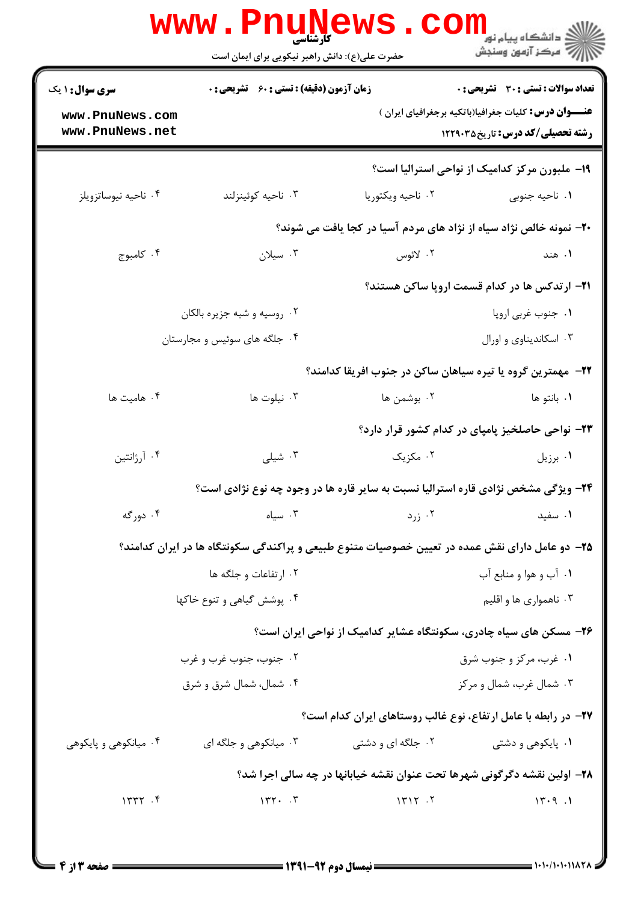سری سوال: ۱ یک

زمان آزمون (دقیقه): تستی: ۶۰ تشریحی: ۰

تعداد سوالات: تستی: ۳۰ تشریحی: ۰

عنـــوان درس: کلیات جغرافیا(باتکیه برجغرافیای ایران )

رشته تحصیلی/کد درس: تاریخ۱۲۲۹۰۳۵

۱۹- ملبورن مرکز کدامیک از نواحی استرالیا است؟

۱. ناحیه جنوبی
۲. ناحیه ویکتوریا
۳. ناحیه کوئینزلند
۴. ناحیه نیوساتزویلز

۲۰- نمونه خالص نژاد سیاه از نژاد های مردم آسیا در کجا یافت می شوند؟

۱. هند
۲. لائوس
۳. سیلان
۴. کامبوج

۲۱- ارتدکس ها در کدام قسمت اروپا ساکن هستند؟

۱. جنوب غربی اروپا
۲. روسیه و شبه جزیره بالکان
۳. اسکاندیناوی و اورال
۴. جلگه های سوئیس و مجارستان

۲۲- مهمترین گروه یا تیره سیاهان ساکن در جنوب افریقا کدامند؟

۱. بانتو ها
۲. بوشمن ها
۳. نیلوت ها
۴. هامیت ها

۲۳- نواحی حاصلخیز پامپای در کدام کشور قرار دارد؟

۱. برزیل
۲. مکزیک
۳. شیلی
۴. آرژانتین

۲۴- ویژگی مشخص نژادی قاره استرالیا نسبت به سایر قاره ها در وجود چه نوع نژادی است؟

۱. سفید
۲. زرد
۳. سیاه
۴. دورگه

۲۵- دو عامل دارای نقش عمده در تعیین خصوصیات متنوع طبیعی و پراکندگی سکونتگاه ها در ایران کدامند؟

۱. آب و هوا و منابع آب
۲. ارتفاعات و جلگه ها
۳. ناهمواری ها و اقلیم
۴. پوشش گیاهی و تنوع خاکها

۲۶- مسکن های سیاه چادری، سکونتگاه عشایر کدامیک از نواحی ایران است؟

۱. غرب، مرکز و جنوب شرق
۲. جنوب، جنوب غرب و غرب
۳. شمال غرب، شمال و مرکز
۴. شمال، شمال شرق و شرق

۲۷- در رابطه با عامل ارتفاع، نوع غالب روستاهای ایران کدام است؟

۱. پایکوهی و دشتی
۲. جلگه ای و دشتی
۳. میانکوهی و جلگه ای
۴. میانکوهی و پایکوهی

۲۸- اولین نقشه دگرگونی شهرها تحت عنوان نقشه خیابانها در چه سالی اجرا شد؟

۱. ۱۳۰۹
۲. ۱۳۱۲
۳. ۱۳۲۰
۴. ۱۳۳۲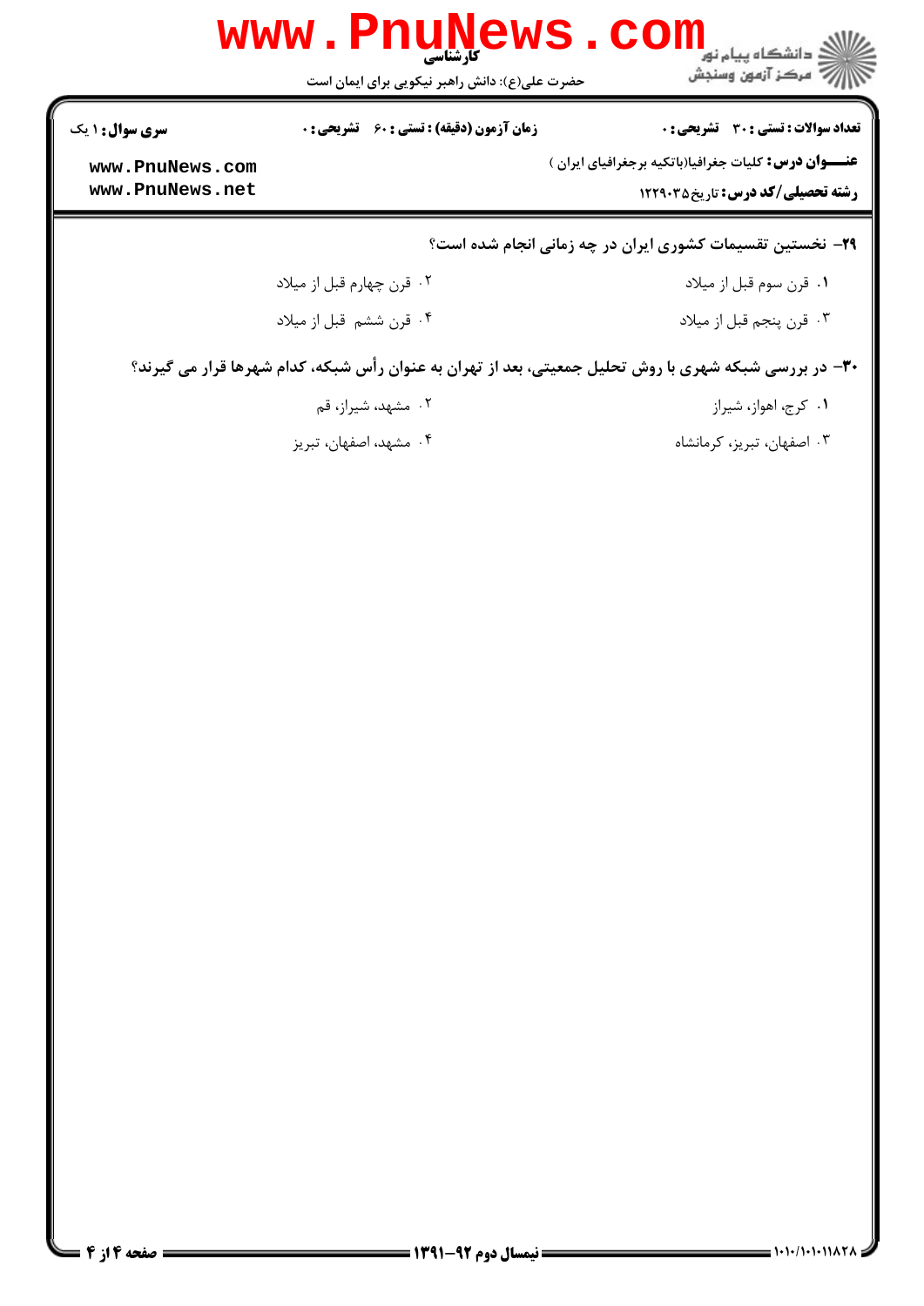۲۹- نخستین تقسیمات کشوری ایران در چه زمانی انجام شده است؟

۱. قرن سوم قبل از میلاد

۲. قرن چهارم قبل از میلاد

۳. قرن پنجم قبل از میلاد

۴. قرن ششم قبل از میلاد

۳۰- در بررسی شبکه شهری با روش تحلیل جمعیتی، بعد از تهران به عنوان رأس شبکه، کدام شهرها قرار می گیرند؟

۱. کرج، اهواز، شیراز

۲. مشهد، شیراز، قم

۳. اصفهان، تبریز، کرمانشاه

۴. مشهد، اصفهان، تبریز